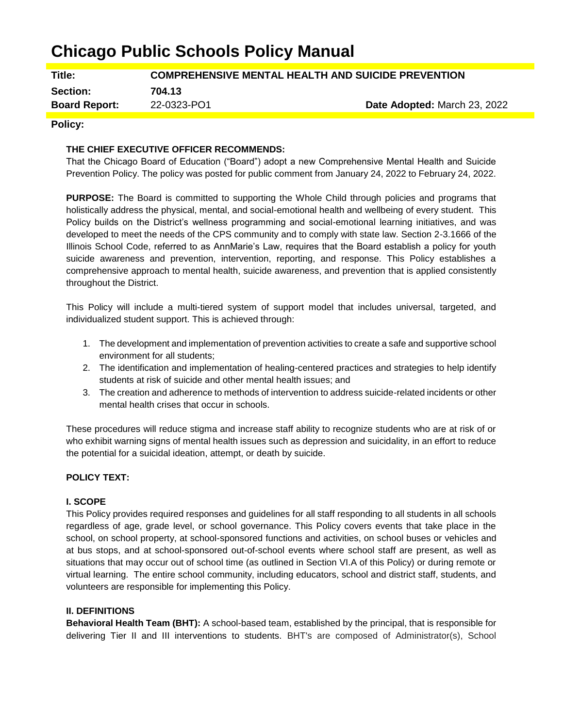# Chicago Public Schools Policy Manual

| | | |
|---|---|---|
| **Title:** | **COMPREHENSIVE MENTAL HEALTH AND SUICIDE PREVENTION** | |
| **Section:** | **704.13** | |
| **Board Report:** | 22-0323-PO1 | **Date Adopted:** March 23, 2022 |

**Policy:**

**THE CHIEF EXECUTIVE OFFICER RECOMMENDS:**
That the Chicago Board of Education ("Board") adopt a new Comprehensive Mental Health and Suicide Prevention Policy. The policy was posted for public comment from January 24, 2022 to February 24, 2022.

**PURPOSE:** The Board is committed to supporting the Whole Child through policies and programs that holistically address the physical, mental, and social-emotional health and wellbeing of every student. This Policy builds on the District's wellness programming and social-emotional learning initiatives, and was developed to meet the needs of the CPS community and to comply with state law. Section 2-3.1666 of the Illinois School Code, referred to as AnnMarie's Law, requires that the Board establish a policy for youth suicide awareness and prevention, intervention, reporting, and response. This Policy establishes a comprehensive approach to mental health, suicide awareness, and prevention that is applied consistently throughout the District.

This Policy will include a multi-tiered system of support model that includes universal, targeted, and individualized student support. This is achieved through:

1. The development and implementation of prevention activities to create a safe and supportive school environment for all students;
2. The identification and implementation of healing-centered practices and strategies to help identify students at risk of suicide and other mental health issues; and
3. The creation and adherence to methods of intervention to address suicide-related incidents or other mental health crises that occur in schools.

These procedures will reduce stigma and increase staff ability to recognize students who are at risk of or who exhibit warning signs of mental health issues such as depression and suicidality, in an effort to reduce the potential for a suicidal ideation, attempt, or death by suicide.

**POLICY TEXT:**

**I. SCOPE**
This Policy provides required responses and guidelines for all staff responding to all students in all schools regardless of age, grade level, or school governance. This Policy covers events that take place in the school, on school property, at school-sponsored functions and activities, on school buses or vehicles and at bus stops, and at school-sponsored out-of-school events where school staff are present, as well as situations that may occur out of school time (as outlined in Section VI.A of this Policy) or during remote or virtual learning. The entire school community, including educators, school and district staff, students, and volunteers are responsible for implementing this Policy.

**II. DEFINITIONS**
**Behavioral Health Team (BHT):** A school-based team, established by the principal, that is responsible for delivering Tier II and III interventions to students. BHT's are composed of Administrator(s), School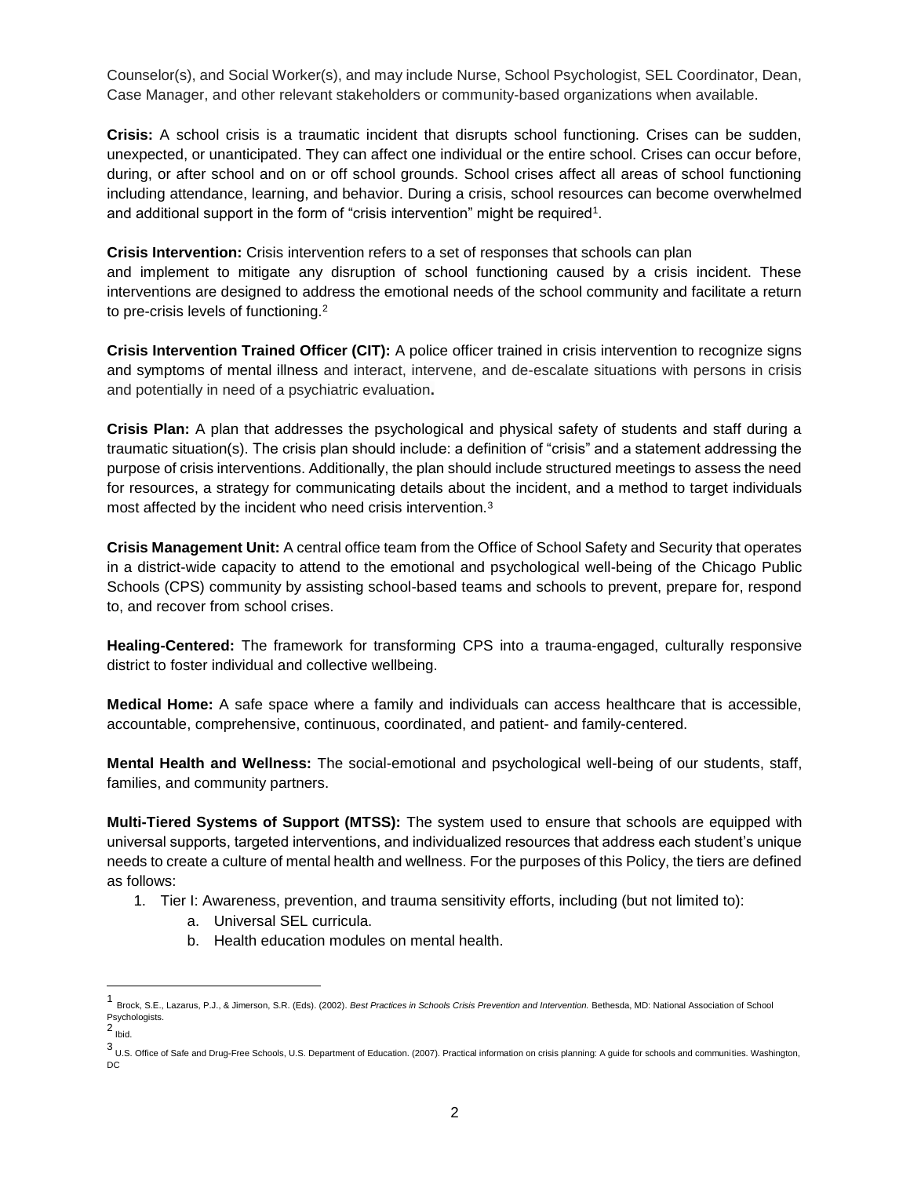Counselor(s), and Social Worker(s), and may include Nurse, School Psychologist, SEL Coordinator, Dean, Case Manager, and other relevant stakeholders or community-based organizations when available.

**Crisis:** A school crisis is a traumatic incident that disrupts school functioning. Crises can be sudden, unexpected, or unanticipated. They can affect one individual or the entire school. Crises can occur before, during, or after school and on or off school grounds. School crises affect all areas of school functioning including attendance, learning, and behavior. During a crisis, school resources can become overwhelmed and additional support in the form of "crisis intervention" might be required[1].

**Crisis Intervention:** Crisis intervention refers to a set of responses that schools can plan and implement to mitigate any disruption of school functioning caused by a crisis incident. These interventions are designed to address the emotional needs of the school community and facilitate a return to pre-crisis levels of functioning.[2]

**Crisis Intervention Trained Officer (CIT):** A police officer trained in crisis intervention to recognize signs and symptoms of mental illness and interact, intervene, and de-escalate situations with persons in crisis and potentially in need of a psychiatric evaluation**.**

**Crisis Plan:** A plan that addresses the psychological and physical safety of students and staff during a traumatic situation(s). The crisis plan should include: a definition of "crisis" and a statement addressing the purpose of crisis interventions. Additionally, the plan should include structured meetings to assess the need for resources, a strategy for communicating details about the incident, and a method to target individuals most affected by the incident who need crisis intervention.[3]

**Crisis Management Unit:** A central office team from the Office of School Safety and Security that operates in a district-wide capacity to attend to the emotional and psychological well-being of the Chicago Public Schools (CPS) community by assisting school-based teams and schools to prevent, prepare for, respond to, and recover from school crises.

**Healing-Centered:** The framework for transforming CPS into a trauma-engaged, culturally responsive district to foster individual and collective wellbeing.

**Medical Home:** A safe space where a family and individuals can access healthcare that is accessible, accountable, comprehensive, continuous, coordinated, and patient- and family-centered.

**Mental Health and Wellness:** The social-emotional and psychological well-being of our students, staff, families, and community partners.

**Multi-Tiered Systems of Support (MTSS):** The system used to ensure that schools are equipped with universal supports, targeted interventions, and individualized resources that address each student's unique needs to create a culture of mental health and wellness. For the purposes of this Policy, the tiers are defined as follows:

1. Tier I: Awareness, prevention, and trauma sensitivity efforts, including (but not limited to):
    a. Universal SEL curricula.
    b. Health education modules on mental health.

---

[1] Brock, S.E., Lazarus, P.J., & Jimerson, S.R. (Eds). (2002). *Best Practices in Schools Crisis Prevention and Intervention.* Bethesda, MD: National Association of School Psychologists.

[2] Ibid.

[3] U.S. Office of Safe and Drug-Free Schools, U.S. Department of Education. (2007). Practical information on crisis planning: A guide for schools and communities. Washington, DC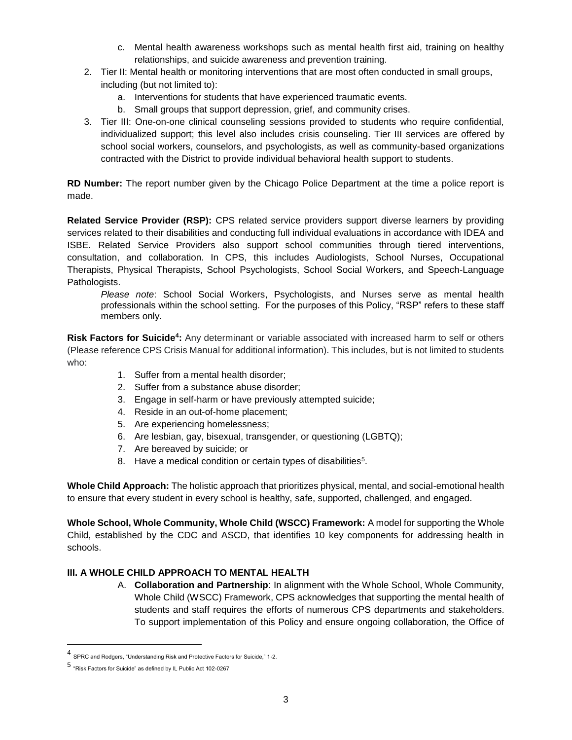c. Mental health awareness workshops such as mental health first aid, training on healthy relationships, and suicide awareness and prevention training.

2. Tier II: Mental health or monitoring interventions that are most often conducted in small groups, including (but not limited to):
    a. Interventions for students that have experienced traumatic events.
    b. Small groups that support depression, grief, and community crises.
3. Tier III: One-on-one clinical counseling sessions provided to students who require confidential, individualized support; this level also includes crisis counseling. Tier III services are offered by school social workers, counselors, and psychologists, as well as community-based organizations contracted with the District to provide individual behavioral health support to students.

**RD Number:** The report number given by the Chicago Police Department at the time a police report is made.

**Related Service Provider (RSP):** CPS related service providers support diverse learners by providing services related to their disabilities and conducting full individual evaluations in accordance with IDEA and ISBE. Related Service Providers also support school communities through tiered interventions, consultation, and collaboration. In CPS, this includes Audiologists, School Nurses, Occupational Therapists, Physical Therapists, School Psychologists, School Social Workers, and Speech-Language Pathologists.

*Please note*: School Social Workers, Psychologists, and Nurses serve as mental health professionals within the school setting. For the purposes of this Policy, "RSP" refers to these staff members only.

**Risk Factors for Suicide[4]:** Any determinant or variable associated with increased harm to self or others (Please reference CPS Crisis Manual for additional information). This includes, but is not limited to students who:

1. Suffer from a mental health disorder;
2. Suffer from a substance abuse disorder;
3. Engage in self-harm or have previously attempted suicide;
4. Reside in an out-of-home placement;
5. Are experiencing homelessness;
6. Are lesbian, gay, bisexual, transgender, or questioning (LGBTQ);
7. Are bereaved by suicide; or
8. Have a medical condition or certain types of disabilities[5].

**Whole Child Approach:** The holistic approach that prioritizes physical, mental, and social-emotional health to ensure that every student in every school is healthy, safe, supported, challenged, and engaged.

**Whole School, Whole Community, Whole Child (WSCC) Framework:** A model for supporting the Whole Child, established by the CDC and ASCD, that identifies 10 key components for addressing health in schools.

### III. A WHOLE CHILD APPROACH TO MENTAL HEALTH

A. **Collaboration and Partnership**: In alignment with the Whole School, Whole Community, Whole Child (WSCC) Framework, CPS acknowledges that supporting the mental health of students and staff requires the efforts of numerous CPS departments and stakeholders. To support implementation of this Policy and ensure ongoing collaboration, the Office of

---

[4] SPRC and Rodgers, "Understanding Risk and Protective Factors for Suicide," 1-2.

[5] "Risk Factors for Suicide" as defined by IL Public Act 102-0267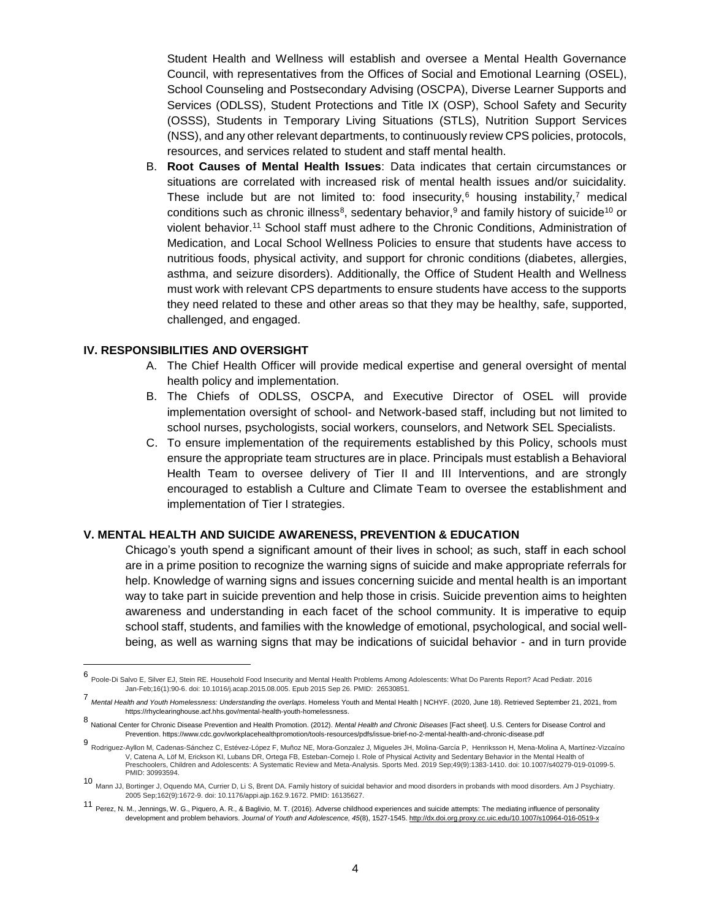Student Health and Wellness will establish and oversee a Mental Health Governance Council, with representatives from the Offices of Social and Emotional Learning (OSEL), School Counseling and Postsecondary Advising (OSCPA), Diverse Learner Supports and Services (ODLSS), Student Protections and Title IX (OSP), School Safety and Security (OSSS), Students in Temporary Living Situations (STLS), Nutrition Support Services (NSS), and any other relevant departments, to continuously review CPS policies, protocols, resources, and services related to student and staff mental health.

B. **Root Causes of Mental Health Issues**: Data indicates that certain circumstances or situations are correlated with increased risk of mental health issues and/or suicidality. These include but are not limited to: food insecurity,[6] housing instability,[7] medical conditions such as chronic illness[8], sedentary behavior,[9] and family history of suicide[10] or violent behavior.[11] School staff must adhere to the Chronic Conditions, Administration of Medication, and Local School Wellness Policies to ensure that students have access to nutritious foods, physical activity, and support for chronic conditions (diabetes, allergies, asthma, and seizure disorders). Additionally, the Office of Student Health and Wellness must work with relevant CPS departments to ensure students have access to the supports they need related to these and other areas so that they may be healthy, safe, supported, challenged, and engaged.

## IV. RESPONSIBILITIES AND OVERSIGHT

A. The Chief Health Officer will provide medical expertise and general oversight of mental health policy and implementation.
B. The Chiefs of ODLSS, OSCPA, and Executive Director of OSEL will provide implementation oversight of school- and Network-based staff, including but not limited to school nurses, psychologists, social workers, counselors, and Network SEL Specialists.
C. To ensure implementation of the requirements established by this Policy, schools must ensure the appropriate team structures are in place. Principals must establish a Behavioral Health Team to oversee delivery of Tier II and III Interventions, and are strongly encouraged to establish a Culture and Climate Team to oversee the establishment and implementation of Tier I strategies.

## V. MENTAL HEALTH AND SUICIDE AWARENESS, PREVENTION & EDUCATION

Chicago's youth spend a significant amount of their lives in school; as such, staff in each school are in a prime position to recognize the warning signs of suicide and make appropriate referrals for help. Knowledge of warning signs and issues concerning suicide and mental health is an important way to take part in suicide prevention and help those in crisis. Suicide prevention aims to heighten awareness and understanding in each facet of the school community. It is imperative to equip school staff, students, and families with the knowledge of emotional, psychological, and social well-being, as well as warning signs that may be indications of suicidal behavior - and in turn provide

---

[6] Poole-Di Salvo E, Silver EJ, Stein RE. Household Food Insecurity and Mental Health Problems Among Adolescents: What Do Parents Report? Acad Pediatr. 2016 Jan-Feb;16(1):90-6. doi: 10.1016/j.acap.2015.08.005. Epub 2015 Sep 26. PMID: 26530851.

[7] *Mental Health and Youth Homelessness: Understanding the overlaps*. Homeless Youth and Mental Health | NCHYF. (2020, June 18). Retrieved September 21, 2021, from https://rhyclearinghouse.acf.hhs.gov/mental-health-youth-homelessness.

[8] National Center for Chronic Disease Prevention and Health Promotion. (2012). *Mental Health and Chronic Diseases* [Fact sheet]. U.S. Centers for Disease Control and Prevention. https://www.cdc.gov/workplacehealthpromotion/tools-resources/pdfs/issue-brief-no-2-mental-health-and-chronic-disease.pdf

[9] Rodriguez-Ayllon M, Cadenas-Sánchez C, Estévez-López F, Muñoz NE, Mora-Gonzalez J, Migueles JH, Molina-García P, Henriksson H, Mena-Molina A, Martínez-Vizcaíno V, Catena A, Löf M, Erickson KI, Lubans DR, Ortega FB, Esteban-Cornejo I. Role of Physical Activity and Sedentary Behavior in the Mental Health of Preschoolers, Children and Adolescents: A Systematic Review and Meta-Analysis. Sports Med. 2019 Sep;49(9):1383-1410. doi: 10.1007/s40279-019-01099-5. PMID: 30993594.

[10] Mann JJ, Bortinger J, Oquendo MA, Currier D, Li S, Brent DA. Family history of suicidal behavior and mood disorders in probands with mood disorders. Am J Psychiatry. 2005 Sep;162(9):1672-9. doi: 10.1176/appi.ajp.162.9.1672. PMID: 16135627.

[11] Perez, N. M., Jennings, W. G., Piquero, A. R., & Baglivio, M. T. (2016). Adverse childhood experiences and suicide attempts: The mediating influence of personality development and problem behaviors. *Journal of Youth and Adolescence, 45*(8), 1527-1545. http://dx.doi.org.proxy.cc.uic.edu/10.1007/s10964-016-0519-x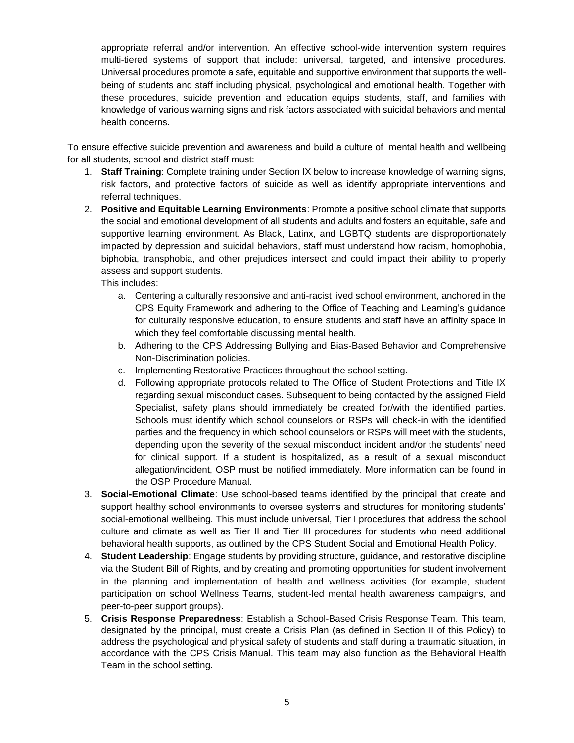appropriate referral and/or intervention. An effective school-wide intervention system requires multi-tiered systems of support that include: universal, targeted, and intensive procedures. Universal procedures promote a safe, equitable and supportive environment that supports the well-being of students and staff including physical, psychological and emotional health. Together with these procedures, suicide prevention and education equips students, staff, and families with knowledge of various warning signs and risk factors associated with suicidal behaviors and mental health concerns.

To ensure effective suicide prevention and awareness and build a culture of mental health and wellbeing for all students, school and district staff must:

1. **Staff Training**: Complete training under Section IX below to increase knowledge of warning signs, risk factors, and protective factors of suicide as well as identify appropriate interventions and referral techniques.
2. **Positive and Equitable Learning Environments**: Promote a positive school climate that supports the social and emotional development of all students and adults and fosters an equitable, safe and supportive learning environment. As Black, Latinx, and LGBTQ students are disproportionately impacted by depression and suicidal behaviors, staff must understand how racism, homophobia, biphobia, transphobia, and other prejudices intersect and could impact their ability to properly assess and support students.
   This includes:
   a. Centering a culturally responsive and anti-racist lived school environment, anchored in the CPS Equity Framework and adhering to the Office of Teaching and Learning's guidance for culturally responsive education, to ensure students and staff have an affinity space in which they feel comfortable discussing mental health.
   b. Adhering to the CPS Addressing Bullying and Bias-Based Behavior and Comprehensive Non-Discrimination policies.
   c. Implementing Restorative Practices throughout the school setting.
   d. Following appropriate protocols related to The Office of Student Protections and Title IX regarding sexual misconduct cases. Subsequent to being contacted by the assigned Field Specialist, safety plans should immediately be created for/with the identified parties. Schools must identify which school counselors or RSPs will check-in with the identified parties and the frequency in which school counselors or RSPs will meet with the students, depending upon the severity of the sexual misconduct incident and/or the students' need for clinical support. If a student is hospitalized, as a result of a sexual misconduct allegation/incident, OSP must be notified immediately. More information can be found in the OSP Procedure Manual.
3. **Social-Emotional Climate**: Use school-based teams identified by the principal that create and support healthy school environments to oversee systems and structures for monitoring students' social-emotional wellbeing. This must include universal, Tier I procedures that address the school culture and climate as well as Tier II and Tier III procedures for students who need additional behavioral health supports, as outlined by the CPS Student Social and Emotional Health Policy.
4. **Student Leadership**: Engage students by providing structure, guidance, and restorative discipline via the Student Bill of Rights, and by creating and promoting opportunities for student involvement in the planning and implementation of health and wellness activities (for example, student participation on school Wellness Teams, student-led mental health awareness campaigns, and peer-to-peer support groups).
5. **Crisis Response Preparedness**: Establish a School-Based Crisis Response Team. This team, designated by the principal, must create a Crisis Plan (as defined in Section II of this Policy) to address the psychological and physical safety of students and staff during a traumatic situation, in accordance with the CPS Crisis Manual. This team may also function as the Behavioral Health Team in the school setting.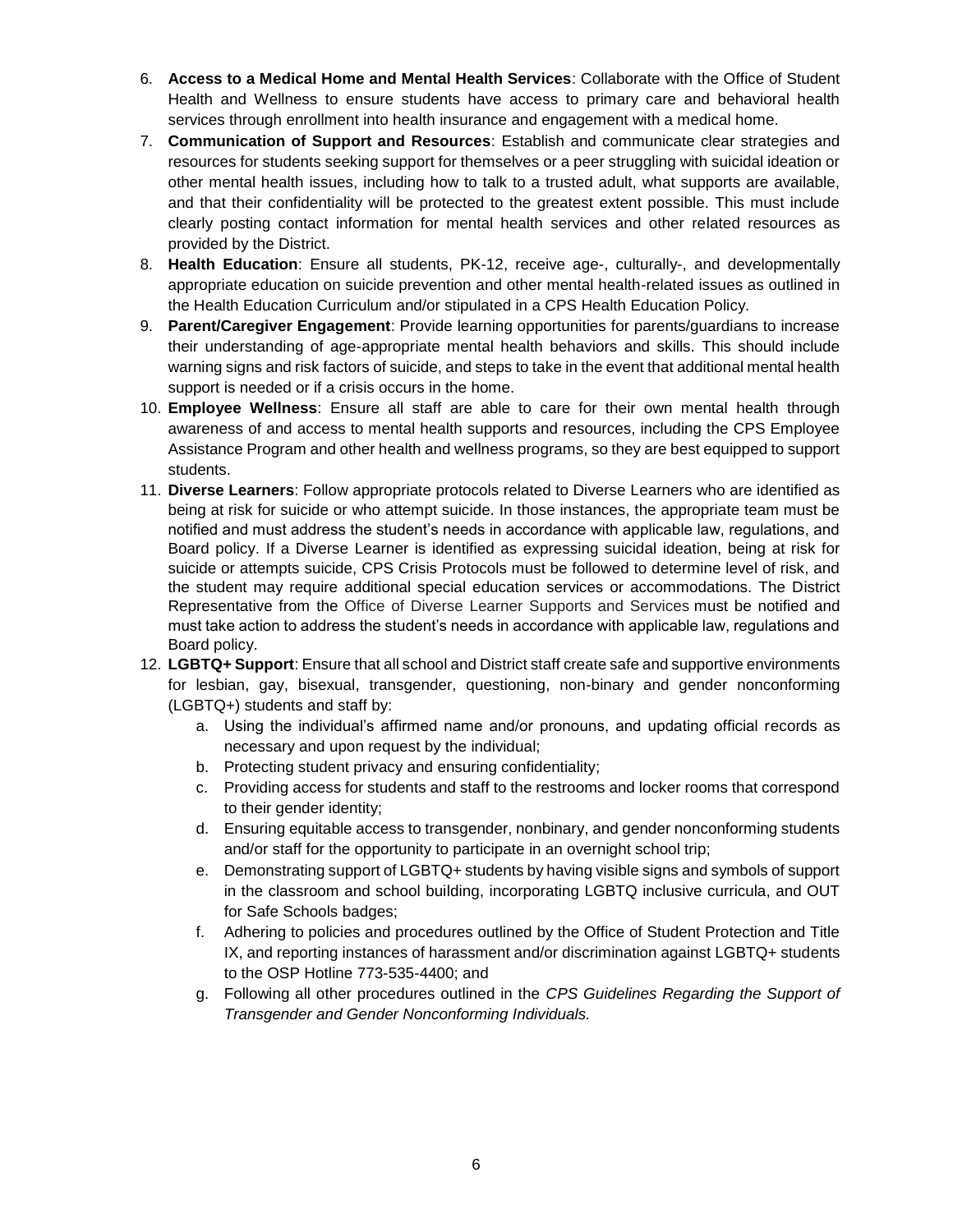6. **Access to a Medical Home and Mental Health Services**: Collaborate with the Office of Student Health and Wellness to ensure students have access to primary care and behavioral health services through enrollment into health insurance and engagement with a medical home.
7. **Communication of Support and Resources**: Establish and communicate clear strategies and resources for students seeking support for themselves or a peer struggling with suicidal ideation or other mental health issues, including how to talk to a trusted adult, what supports are available, and that their confidentiality will be protected to the greatest extent possible. This must include clearly posting contact information for mental health services and other related resources as provided by the District.
8. **Health Education**: Ensure all students, PK-12, receive age-, culturally-, and developmentally appropriate education on suicide prevention and other mental health-related issues as outlined in the Health Education Curriculum and/or stipulated in a CPS Health Education Policy.
9. **Parent/Caregiver Engagement**: Provide learning opportunities for parents/guardians to increase their understanding of age-appropriate mental health behaviors and skills. This should include warning signs and risk factors of suicide, and steps to take in the event that additional mental health support is needed or if a crisis occurs in the home.
10. **Employee Wellness**: Ensure all staff are able to care for their own mental health through awareness of and access to mental health supports and resources, including the CPS Employee Assistance Program and other health and wellness programs, so they are best equipped to support students.
11. **Diverse Learners**: Follow appropriate protocols related to Diverse Learners who are identified as being at risk for suicide or who attempt suicide. In those instances, the appropriate team must be notified and must address the student's needs in accordance with applicable law, regulations, and Board policy. If a Diverse Learner is identified as expressing suicidal ideation, being at risk for suicide or attempts suicide, CPS Crisis Protocols must be followed to determine level of risk, and the student may require additional special education services or accommodations. The District Representative from the Office of Diverse Learner Supports and Services must be notified and must take action to address the student's needs in accordance with applicable law, regulations and Board policy.
12. **LGBTQ+ Support**: Ensure that all school and District staff create safe and supportive environments for lesbian, gay, bisexual, transgender, questioning, non-binary and gender nonconforming (LGBTQ+) students and staff by:
    a. Using the individual's affirmed name and/or pronouns, and updating official records as necessary and upon request by the individual;
    b. Protecting student privacy and ensuring confidentiality;
    c. Providing access for students and staff to the restrooms and locker rooms that correspond to their gender identity;
    d. Ensuring equitable access to transgender, nonbinary, and gender nonconforming students and/or staff for the opportunity to participate in an overnight school trip;
    e. Demonstrating support of LGBTQ+ students by having visible signs and symbols of support in the classroom and school building, incorporating LGBTQ inclusive curricula, and OUT for Safe Schools badges;
    f. Adhering to policies and procedures outlined by the Office of Student Protection and Title IX, and reporting instances of harassment and/or discrimination against LGBTQ+ students to the OSP Hotline 773-535-4400; and
    g. Following all other procedures outlined in the *CPS Guidelines Regarding the Support of Transgender and Gender Nonconforming Individuals.*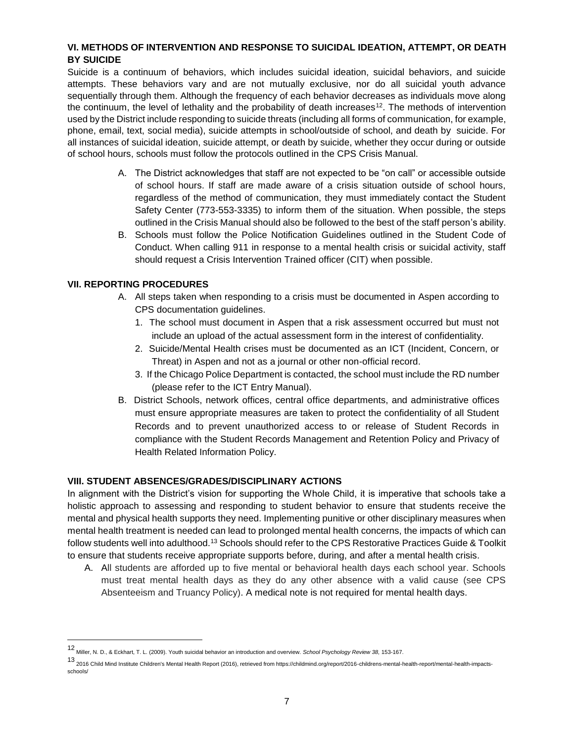### VI. METHODS OF INTERVENTION AND RESPONSE TO SUICIDAL IDEATION, ATTEMPT, OR DEATH BY SUICIDE

Suicide is a continuum of behaviors, which includes suicidal ideation, suicidal behaviors, and suicide attempts. These behaviors vary and are not mutually exclusive, nor do all suicidal youth advance sequentially through them. Although the frequency of each behavior decreases as individuals move along the continuum, the level of lethality and the probability of death increases[12]. The methods of intervention used by the District include responding to suicide threats (including all forms of communication, for example, phone, email, text, social media), suicide attempts in school/outside of school, and death by suicide. For all instances of suicidal ideation, suicide attempt, or death by suicide, whether they occur during or outside of school hours, schools must follow the protocols outlined in the CPS Crisis Manual.

A. The District acknowledges that staff are not expected to be "on call" or accessible outside of school hours. If staff are made aware of a crisis situation outside of school hours, regardless of the method of communication, they must immediately contact the Student Safety Center (773-553-3335) to inform them of the situation. When possible, the steps outlined in the Crisis Manual should also be followed to the best of the staff person's ability.

B. Schools must follow the Police Notification Guidelines outlined in the Student Code of Conduct. When calling 911 in response to a mental health crisis or suicidal activity, staff should request a Crisis Intervention Trained officer (CIT) when possible.

### VII. REPORTING PROCEDURES

A. All steps taken when responding to a crisis must be documented in Aspen according to CPS documentation guidelines.
   1. The school must document in Aspen that a risk assessment occurred but must not include an upload of the actual assessment form in the interest of confidentiality.
   2. Suicide/Mental Health crises must be documented as an ICT (Incident, Concern, or Threat) in Aspen and not as a journal or other non-official record.
   3. If the Chicago Police Department is contacted, the school must include the RD number (please refer to the ICT Entry Manual).

B. District Schools, network offices, central office departments, and administrative offices must ensure appropriate measures are taken to protect the confidentiality of all Student Records and to prevent unauthorized access to or release of Student Records in compliance with the Student Records Management and Retention Policy and Privacy of Health Related Information Policy.

### VIII. STUDENT ABSENCES/GRADES/DISCIPLINARY ACTIONS

In alignment with the District's vision for supporting the Whole Child, it is imperative that schools take a holistic approach to assessing and responding to student behavior to ensure that students receive the mental and physical health supports they need. Implementing punitive or other disciplinary measures when mental health treatment is needed can lead to prolonged mental health concerns, the impacts of which can follow students well into adulthood.[13] Schools should refer to the CPS Restorative Practices Guide & Toolkit to ensure that students receive appropriate supports before, during, and after a mental health crisis.

A. All students are afforded up to five mental or behavioral health days each school year. Schools must treat mental health days as they do any other absence with a valid cause (see CPS Absenteeism and Truancy Policy). A medical note is not required for mental health days.

---

[12] Miller, N. D., & Eckhart, T. L. (2009). Youth suicidal behavior an introduction and overview. *School Psychology Review 38*, 153-167.

[13] 2016 Child Mind Institute Children's Mental Health Report (2016), retrieved from https://childmind.org/report/2016-childrens-mental-health-report/mental-health-impacts-schools/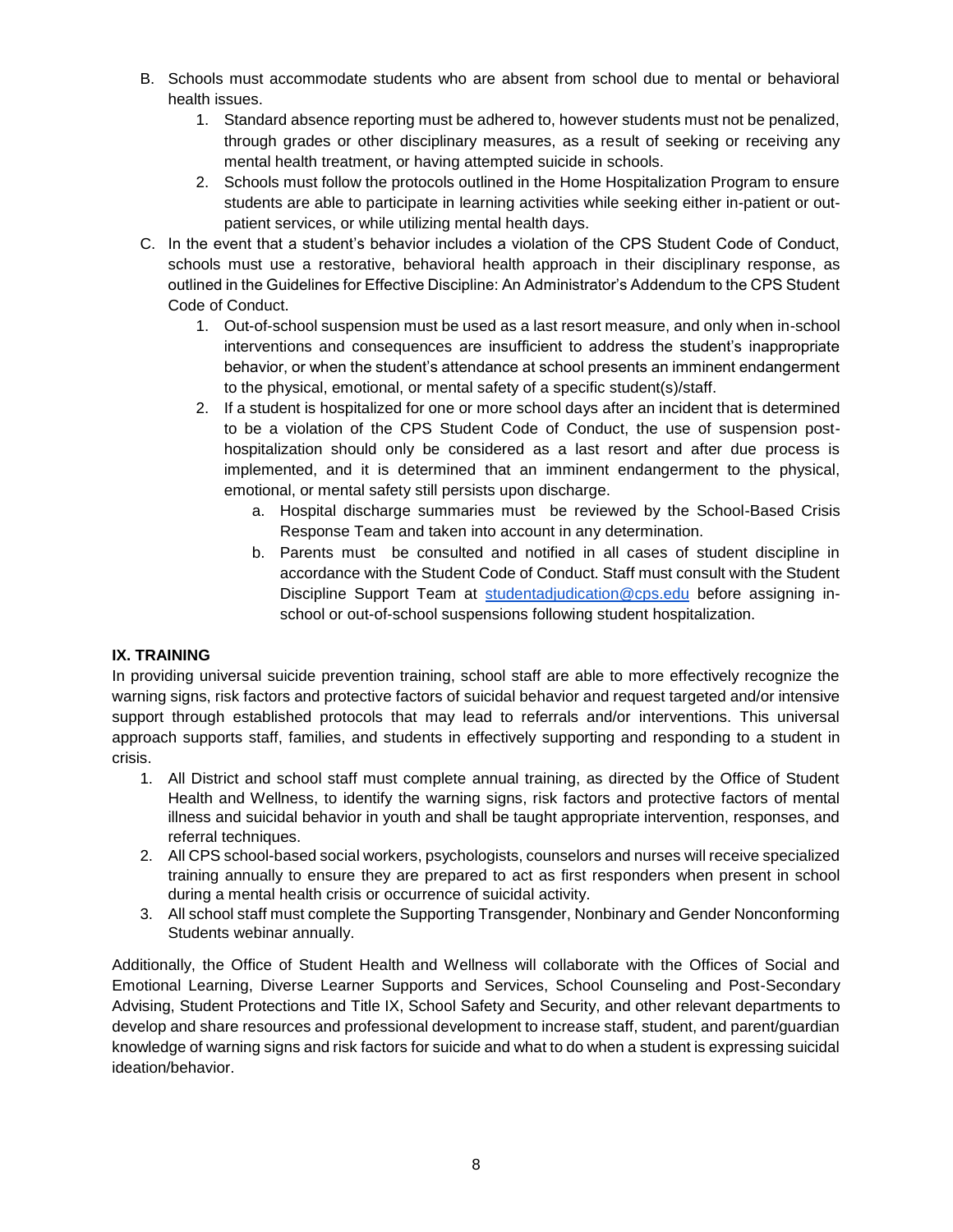B. Schools must accommodate students who are absent from school due to mental or behavioral health issues.
   1. Standard absence reporting must be adhered to, however students must not be penalized, through grades or other disciplinary measures, as a result of seeking or receiving any mental health treatment, or having attempted suicide in schools.
   2. Schools must follow the protocols outlined in the Home Hospitalization Program to ensure students are able to participate in learning activities while seeking either in-patient or out-patient services, or while utilizing mental health days.

C. In the event that a student's behavior includes a violation of the CPS Student Code of Conduct, schools must use a restorative, behavioral health approach in their disciplinary response, as outlined in the Guidelines for Effective Discipline: An Administrator's Addendum to the CPS Student Code of Conduct.
   1. Out-of-school suspension must be used as a last resort measure, and only when in-school interventions and consequences are insufficient to address the student's inappropriate behavior, or when the student's attendance at school presents an imminent endangerment to the physical, emotional, or mental safety of a specific student(s)/staff.
   2. If a student is hospitalized for one or more school days after an incident that is determined to be a violation of the CPS Student Code of Conduct, the use of suspension post-hospitalization should only be considered as a last resort and after due process is implemented, and it is determined that an imminent endangerment to the physical, emotional, or mental safety still persists upon discharge.
      a. Hospital discharge summaries must be reviewed by the School-Based Crisis Response Team and taken into account in any determination.
      b. Parents must be consulted and notified in all cases of student discipline in accordance with the Student Code of Conduct. Staff must consult with the Student Discipline Support Team at studentadjudication@cps.edu before assigning in-school or out-of-school suspensions following student hospitalization.

## IX. TRAINING

In providing universal suicide prevention training, school staff are able to more effectively recognize the warning signs, risk factors and protective factors of suicidal behavior and request targeted and/or intensive support through established protocols that may lead to referrals and/or interventions. This universal approach supports staff, families, and students in effectively supporting and responding to a student in crisis.

1. All District and school staff must complete annual training, as directed by the Office of Student Health and Wellness, to identify the warning signs, risk factors and protective factors of mental illness and suicidal behavior in youth and shall be taught appropriate intervention, responses, and referral techniques.
2. All CPS school-based social workers, psychologists, counselors and nurses will receive specialized training annually to ensure they are prepared to act as first responders when present in school during a mental health crisis or occurrence of suicidal activity.
3. All school staff must complete the Supporting Transgender, Nonbinary and Gender Nonconforming Students webinar annually.

Additionally, the Office of Student Health and Wellness will collaborate with the Offices of Social and Emotional Learning, Diverse Learner Supports and Services, School Counseling and Post-Secondary Advising, Student Protections and Title IX, School Safety and Security, and other relevant departments to develop and share resources and professional development to increase staff, student, and parent/guardian knowledge of warning signs and risk factors for suicide and what to do when a student is expressing suicidal ideation/behavior.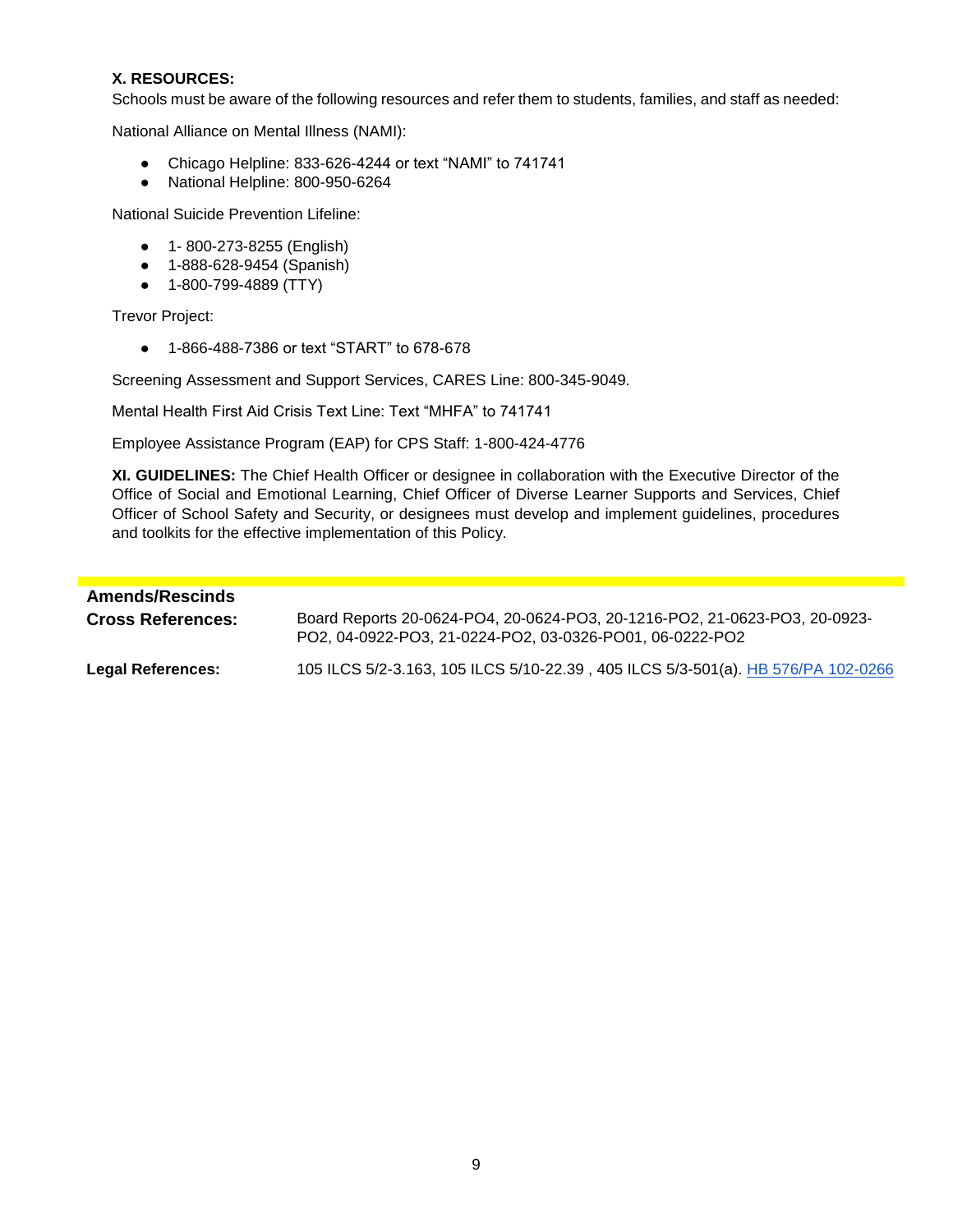**X. RESOURCES:**
Schools must be aware of the following resources and refer them to students, families, and staff as needed:

National Alliance on Mental Illness (NAMI):

- Chicago Helpline: 833-626-4244 or text "NAMI" to 741741
- National Helpline: 800-950-6264

National Suicide Prevention Lifeline:

- 1- 800-273-8255 (English)
- 1-888-628-9454 (Spanish)
- 1-800-799-4889 (TTY)

Trevor Project:

- 1-866-488-7386 or text "START" to 678-678

Screening Assessment and Support Services, CARES Line: 800-345-9049.

Mental Health First Aid Crisis Text Line: Text "MHFA" to 741741

Employee Assistance Program (EAP) for CPS Staff: 1-800-424-4776

**XI. GUIDELINES:** The Chief Health Officer or designee in collaboration with the Executive Director of the Office of Social and Emotional Learning, Chief Officer of Diverse Learner Supports and Services, Chief Officer of School Safety and Security, or designees must develop and implement guidelines, procedures and toolkits for the effective implementation of this Policy.

| | |
|---|---|
| **Amends/Rescinds** | |
| **Cross References:** | Board Reports 20-0624-PO4, 20-0624-PO3, 20-1216-PO2, 21-0623-PO3, 20-0923-PO2, 04-0922-PO3, 21-0224-PO2, 03-0326-PO01, 06-0222-PO2 |
| **Legal References:** | 105 ILCS 5/2-3.163, 105 ILCS 5/10-22.39 , 405 ILCS 5/3-501(a). HB 576/PA 102-0266 |